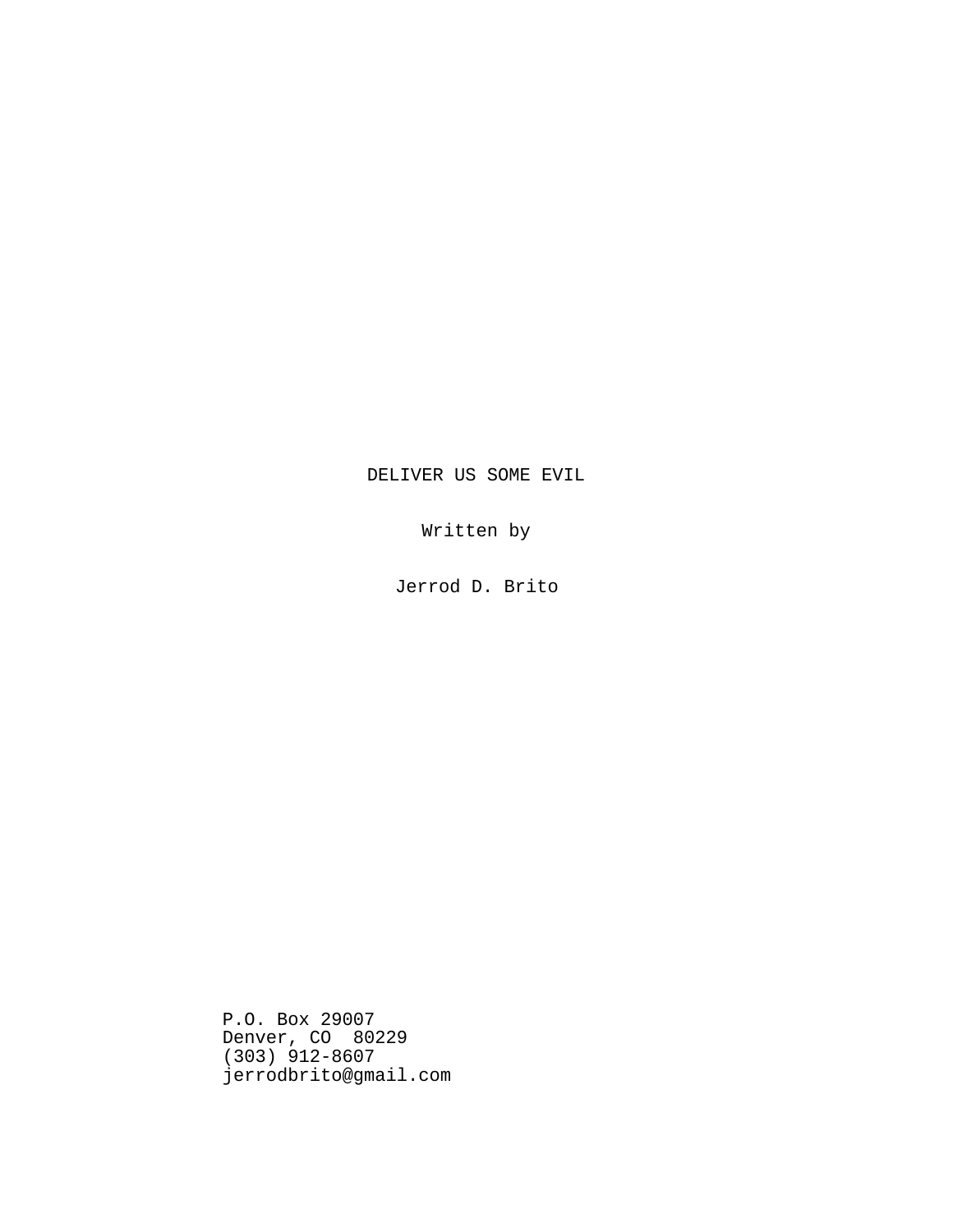# DELIVER US SOME EVIL

Written by

Jerrod D. Brito

P.O. Box 29007
Denver, CO  80229
(303) 912-8607
jerrodbrito@gmail.com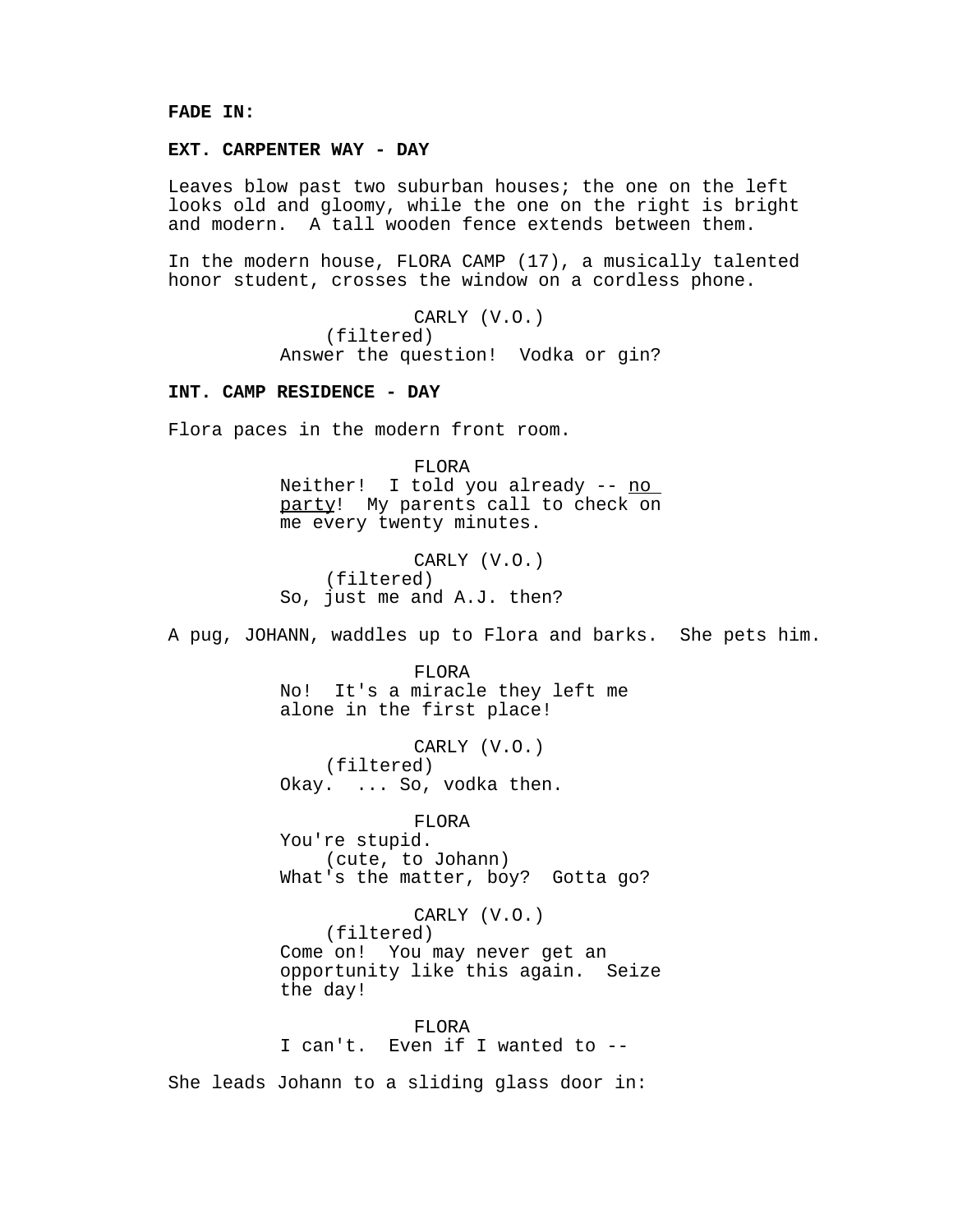**FADE IN:**

**EXT. CARPENTER WAY - DAY**

Leaves blow past two suburban houses; the one on the left looks old and gloomy, while the one on the right is bright and modern. A tall wooden fence extends between them.

In the modern house, FLORA CAMP (17), a musically talented honor student, crosses the window on a cordless phone.

CARLY (V.O.)
(filtered)
Answer the question! Vodka or gin?

**INT. CAMP RESIDENCE - DAY**

Flora paces in the modern front room.

FLORA
Neither! I told you already -- <u>no party</u>! My parents call to check on me every twenty minutes.

CARLY (V.O.)
(filtered)
So, just me and A.J. then?

A pug, JOHANN, waddles up to Flora and barks. She pets him.

FLORA
No! It's a miracle they left me alone in the first place!

CARLY (V.O.)
(filtered)
Okay. ... So, vodka then.

FLORA
You're stupid.
(cute, to Johann)
What's the matter, boy? Gotta go?

CARLY (V.O.)
(filtered)
Come on! You may never get an opportunity like this again. Seize the day!

FLORA
I can't. Even if I wanted to --

She leads Johann to a sliding glass door in: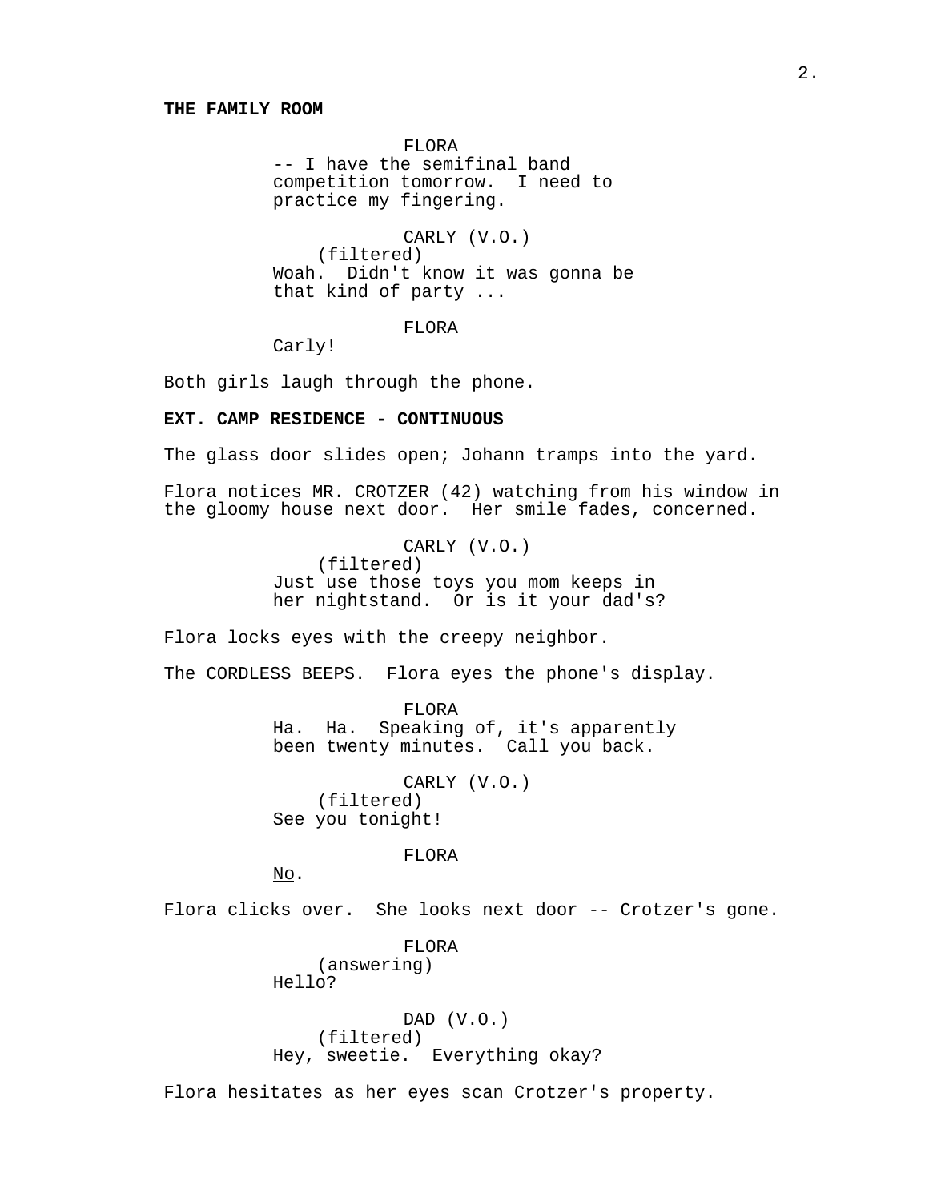**THE FAMILY ROOM**

FLORA
-- I have the semifinal band competition tomorrow. I need to practice my fingering.

CARLY (V.O.)
(filtered)
Woah. Didn't know it was gonna be that kind of party ...

FLORA
Carly!

Both girls laugh through the phone.

**EXT. CAMP RESIDENCE - CONTINUOUS**

The glass door slides open; Johann tramps into the yard.

Flora notices MR. CROTZER (42) watching from his window in the gloomy house next door. Her smile fades, concerned.

CARLY (V.O.)
(filtered)
Just use those toys you mom keeps in her nightstand. Or is it your dad's?

Flora locks eyes with the creepy neighbor.

The CORDLESS BEEPS. Flora eyes the phone's display.

FLORA
Ha. Ha. Speaking of, it's apparently been twenty minutes. Call you back.

CARLY (V.O.)
(filtered)
See you tonight!

FLORA
No.

Flora clicks over. She looks next door -- Crotzer's gone.

FLORA
(answering)
Hello?

DAD (V.O.)
(filtered)
Hey, sweetie. Everything okay?

Flora hesitates as her eyes scan Crotzer's property.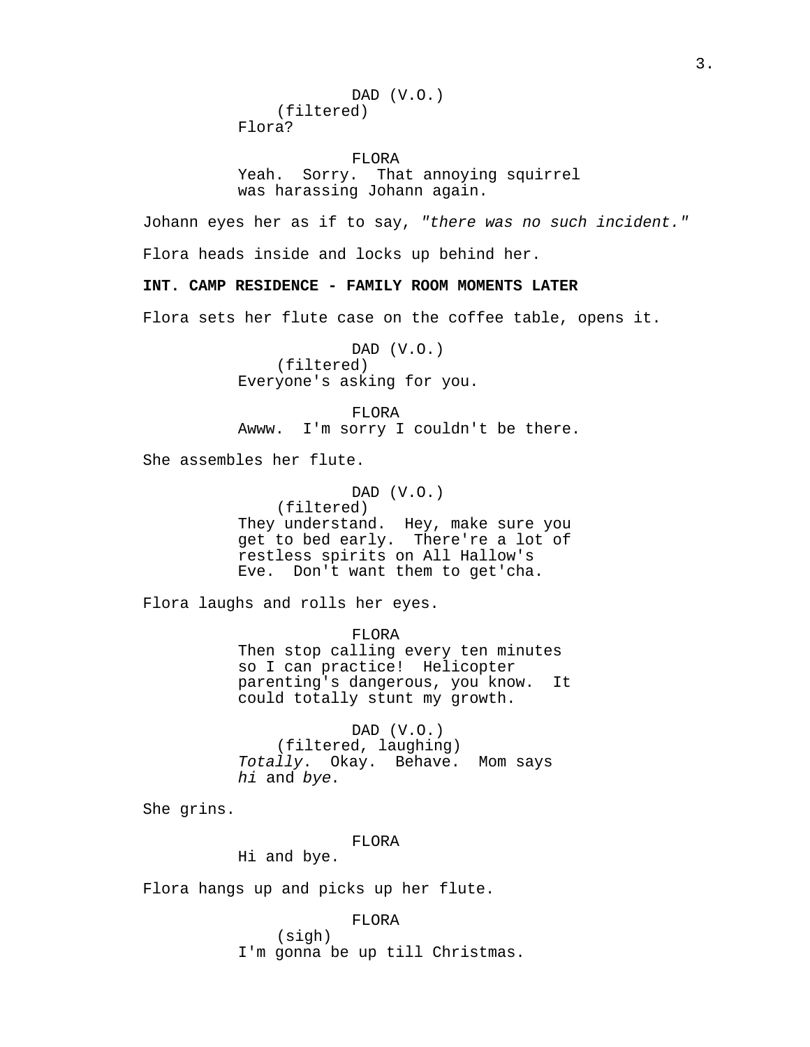DAD (V.O.)
(filtered)
Flora?

FLORA
Yeah. Sorry. That annoying squirrel was harassing Johann again.

Johann eyes her as if to say, *"there was no such incident."*

Flora heads inside and locks up behind her.

**INT. CAMP RESIDENCE - FAMILY ROOM MOMENTS LATER**

Flora sets her flute case on the coffee table, opens it.

DAD (V.O.)
(filtered)
Everyone's asking for you.

FLORA
Awww. I'm sorry I couldn't be there.

She assembles her flute.

DAD (V.O.)
(filtered)
They understand. Hey, make sure you get to bed early. There're a lot of restless spirits on All Hallow's Eve. Don't want them to get'cha.

Flora laughs and rolls her eyes.

FLORA
Then stop calling every ten minutes so I can practice! Helicopter parenting's dangerous, you know. It could totally stunt my growth.

DAD (V.O.)
(filtered, laughing)
*Totally*. Okay. Behave. Mom says *hi* and *bye*.

She grins.

FLORA
Hi and bye.

Flora hangs up and picks up her flute.

FLORA
(sigh)
I'm gonna be up till Christmas.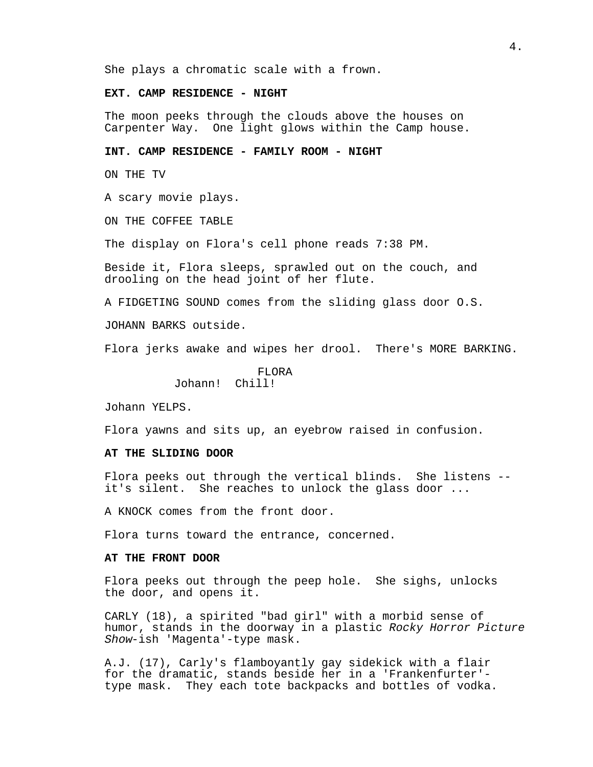She plays a chromatic scale with a frown.

**EXT. CAMP RESIDENCE - NIGHT**

The moon peeks through the clouds above the houses on Carpenter Way. One light glows within the Camp house.

**INT. CAMP RESIDENCE - FAMILY ROOM - NIGHT**

ON THE TV

A scary movie plays.

ON THE COFFEE TABLE

The display on Flora's cell phone reads 7:38 PM.

Beside it, Flora sleeps, sprawled out on the couch, and drooling on the head joint of her flute.

A FIDGETING SOUND comes from the sliding glass door O.S.

JOHANN BARKS outside.

Flora jerks awake and wipes her drool. There's MORE BARKING.

FLORA
Johann! Chill!

Johann YELPS.

Flora yawns and sits up, an eyebrow raised in confusion.

**AT THE SLIDING DOOR**

Flora peeks out through the vertical blinds. She listens -- it's silent. She reaches to unlock the glass door ...

A KNOCK comes from the front door.

Flora turns toward the entrance, concerned.

**AT THE FRONT DOOR**

Flora peeks out through the peep hole. She sighs, unlocks the door, and opens it.

CARLY (18), a spirited "bad girl" with a morbid sense of humor, stands in the doorway in a plastic *Rocky Horror Picture Show*-ish 'Magenta'-type mask.

A.J. (17), Carly's flamboyantly gay sidekick with a flair for the dramatic, stands beside her in a 'Frankenfurter'-type mask. They each tote backpacks and bottles of vodka.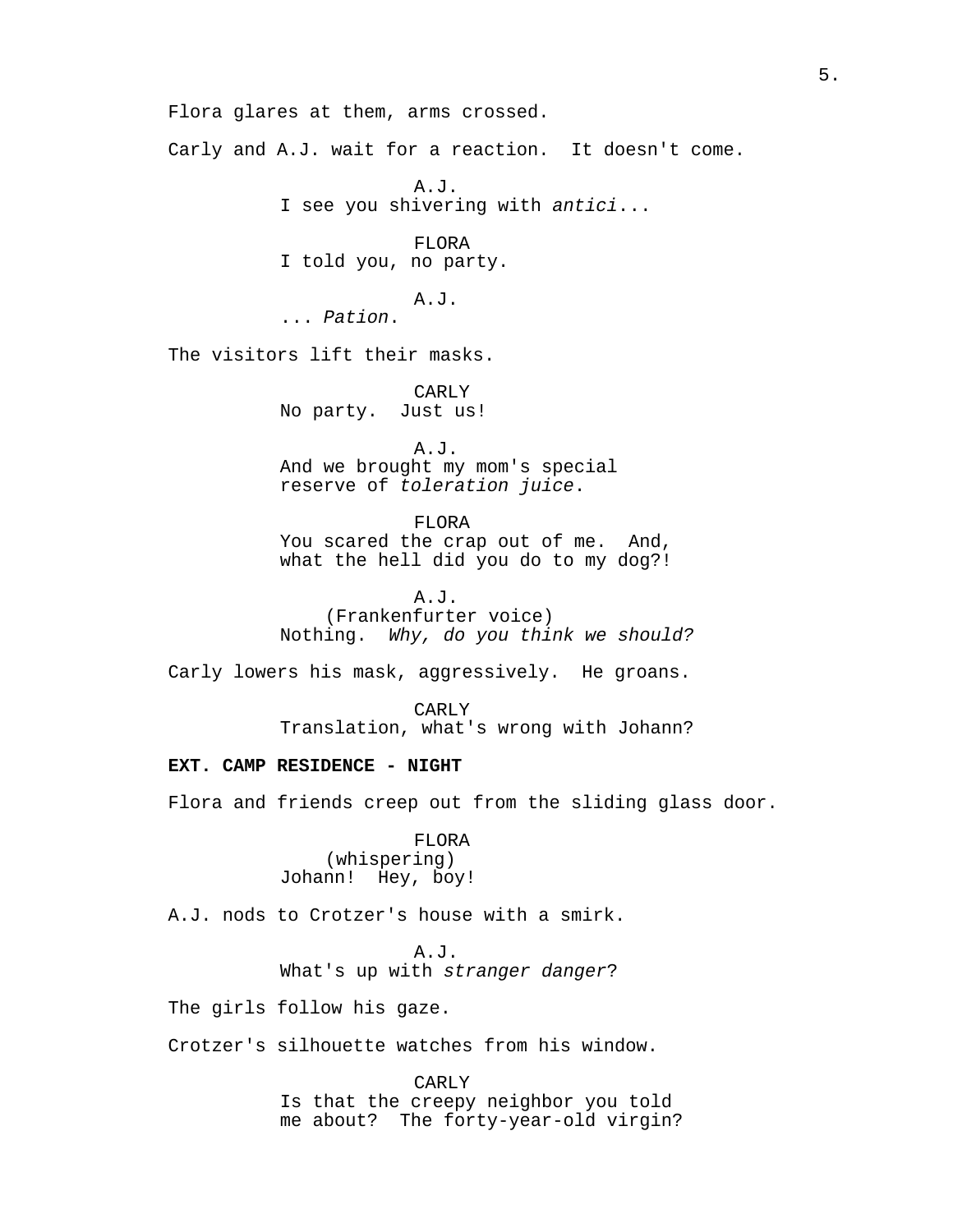Flora glares at them, arms crossed.

Carly and A.J. wait for a reaction.  It doesn't come.

A.J.
I see you shivering with *antici*...

FLORA
I told you, no party.

A.J.
... *Pation*.

The visitors lift their masks.

CARLY
No party.  Just us!

A.J.
And we brought my mom's special reserve of *toleration juice*.

FLORA
You scared the crap out of me.  And, what the hell did you do to my dog?!

A.J.
(Frankenfurter voice)
Nothing.  *Why, do you think we should?*

Carly lowers his mask, aggressively.  He groans.

CARLY
Translation, what's wrong with Johann?

**EXT. CAMP RESIDENCE - NIGHT**

Flora and friends creep out from the sliding glass door.

FLORA
(whispering)
Johann!  Hey, boy!

A.J. nods to Crotzer's house with a smirk.

A.J.
What's up with *stranger danger*?

The girls follow his gaze.

Crotzer's silhouette watches from his window.

CARLY
Is that the creepy neighbor you told me about?  The forty-year-old virgin?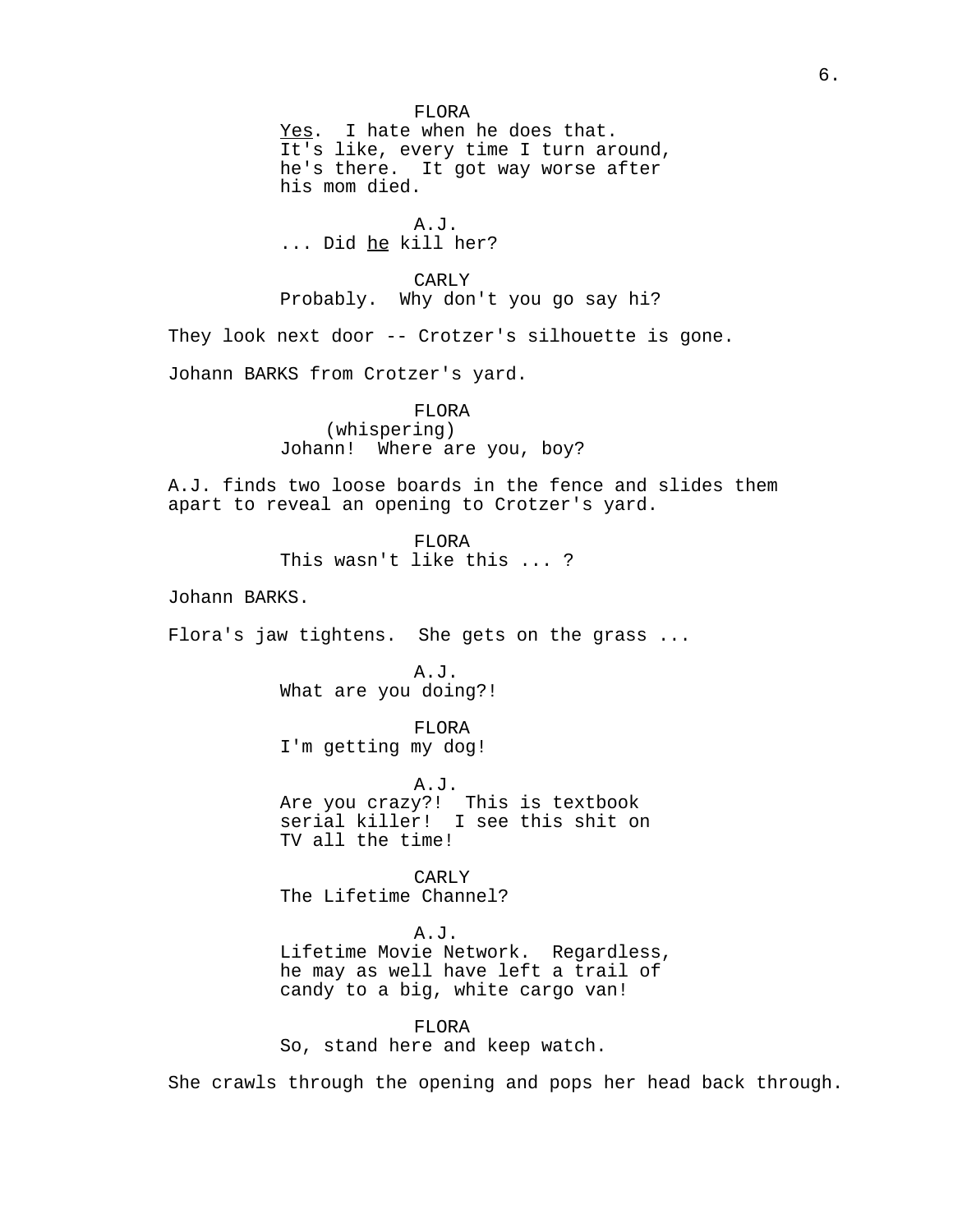FLORA
_Yes_. I hate when he does that. It's like, every time I turn around, he's there. It got way worse after his mom died.

A.J.
... Did _he_ kill her?

CARLY
Probably. Why don't you go say hi?

They look next door -- Crotzer's silhouette is gone.

Johann BARKS from Crotzer's yard.

FLORA
(whispering)
Johann! Where are you, boy?

A.J. finds two loose boards in the fence and slides them apart to reveal an opening to Crotzer's yard.

FLORA
This wasn't like this ... ?

Johann BARKS.

Flora's jaw tightens. She gets on the grass ...

A.J.
What are you doing?!

FLORA
I'm getting my dog!

A.J.
Are you crazy?! This is textbook serial killer! I see this shit on TV all the time!

CARLY
The Lifetime Channel?

A.J.
Lifetime Movie Network. Regardless, he may as well have left a trail of candy to a big, white cargo van!

FLORA
So, stand here and keep watch.

She crawls through the opening and pops her head back through.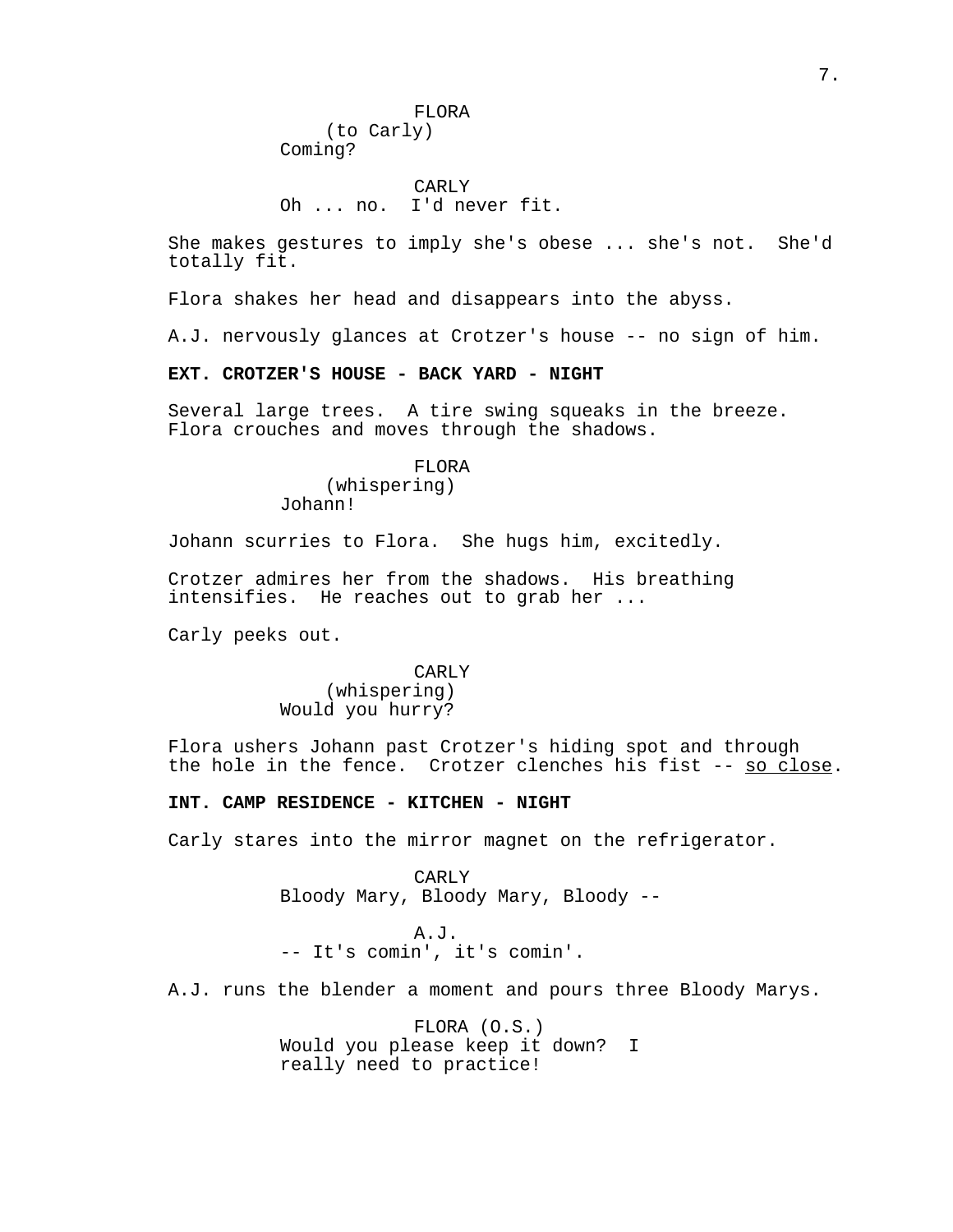FLORA
(to Carly)
Coming?

CARLY
Oh ... no.  I'd never fit.

She makes gestures to imply she's obese ... she's not.  She'd totally fit.

Flora shakes her head and disappears into the abyss.

A.J. nervously glances at Crotzer's house -- no sign of him.

**EXT. CROTZER'S HOUSE - BACK YARD - NIGHT**

Several large trees.  A tire swing squeaks in the breeze.  Flora crouches and moves through the shadows.

FLORA
(whispering)
Johann!

Johann scurries to Flora.  She hugs him, excitedly.

Crotzer admires her from the shadows.  His breathing intensifies.  He reaches out to grab her ...

Carly peeks out.

CARLY
(whispering)
Would you hurry?

Flora ushers Johann past Crotzer's hiding spot and through the hole in the fence.  Crotzer clenches his fist -- <u>so close</u>.

**INT. CAMP RESIDENCE - KITCHEN - NIGHT**

Carly stares into the mirror magnet on the refrigerator.

CARLY
Bloody Mary, Bloody Mary, Bloody --

A.J.
-- It's comin', it's comin'.

A.J. runs the blender a moment and pours three Bloody Marys.

FLORA (O.S.)
Would you please keep it down?  I really need to practice!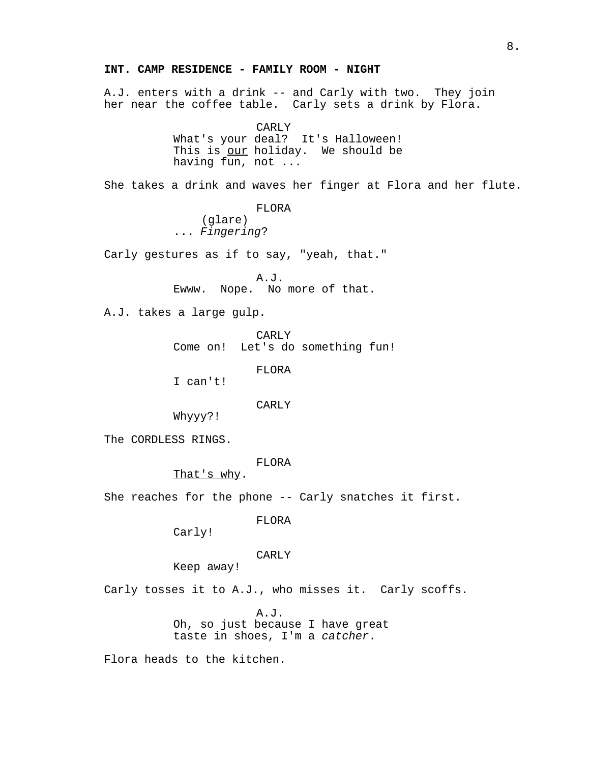**INT. CAMP RESIDENCE - FAMILY ROOM - NIGHT**

A.J. enters with a drink -- and Carly with two. They join her near the coffee table. Carly sets a drink by Flora.

CARLY
What's your deal? It's Halloween! This is <u>our</u> holiday. We should be having fun, not ...

She takes a drink and waves her finger at Flora and her flute.

FLORA
(glare)
... *Fingering*?

Carly gestures as if to say, "yeah, that."

A.J.
Ewww. Nope. No more of that.

A.J. takes a large gulp.

CARLY
Come on! Let's do something fun!

FLORA
I can't!

CARLY
Whyyy?!

The CORDLESS RINGS.

FLORA
<u>That's why</u>.

She reaches for the phone -- Carly snatches it first.

FLORA
Carly!

CARLY
Keep away!

Carly tosses it to A.J., who misses it. Carly scoffs.

A.J.
Oh, so just because I have great taste in shoes, I'm a *catcher*.

Flora heads to the kitchen.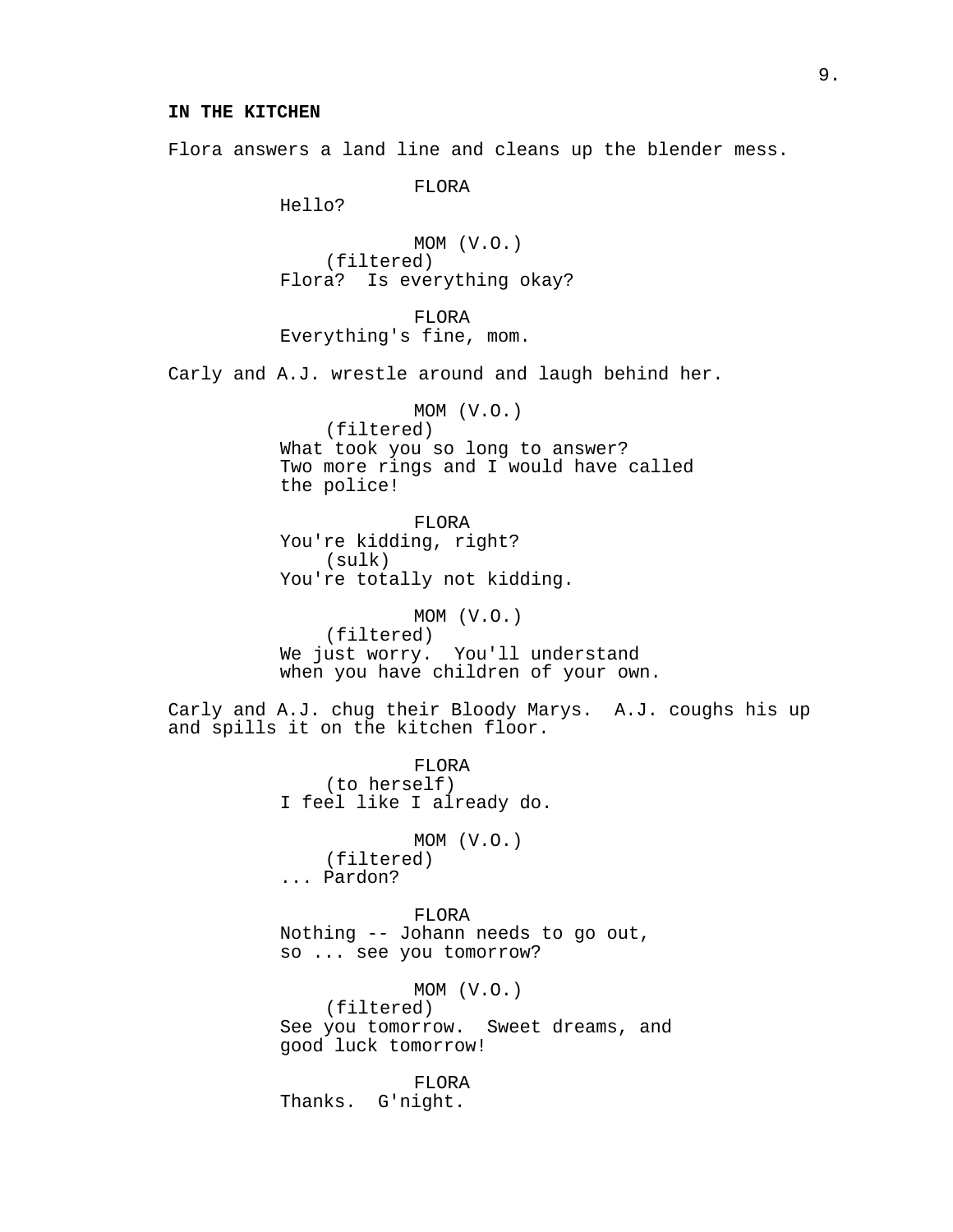**IN THE KITCHEN**

Flora answers a land line and cleans up the blender mess.

FLORA
Hello?

MOM (V.O.)
(filtered)
Flora?  Is everything okay?

FLORA
Everything's fine, mom.

Carly and A.J. wrestle around and laugh behind her.

MOM (V.O.)
(filtered)
What took you so long to answer?
Two more rings and I would have called
the police!

FLORA
You're kidding, right?
(sulk)
You're totally not kidding.

MOM (V.O.)
(filtered)
We just worry.  You'll understand
when you have children of your own.

Carly and A.J. chug their Bloody Marys.  A.J. coughs his up and spills it on the kitchen floor.

FLORA
(to herself)
I feel like I already do.

MOM (V.O.)
(filtered)
... Pardon?

FLORA
Nothing -- Johann needs to go out,
so ... see you tomorrow?

MOM (V.O.)
(filtered)
See you tomorrow.  Sweet dreams, and
good luck tomorrow!

FLORA
Thanks.  G'night.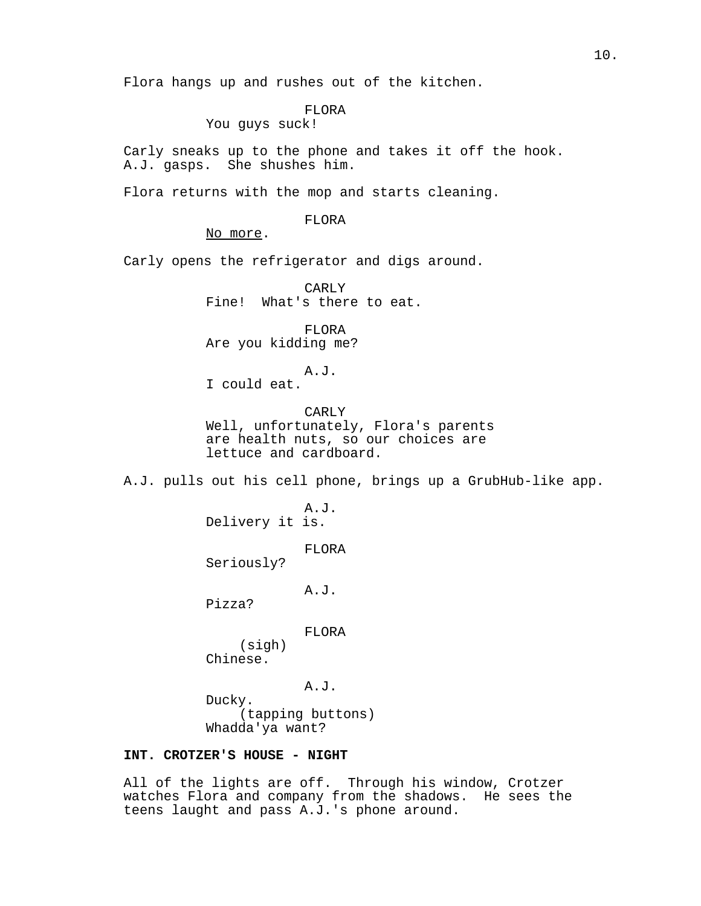Flora hangs up and rushes out of the kitchen.

FLORA
You guys suck!

Carly sneaks up to the phone and takes it off the hook. A.J. gasps. She shushes him.

Flora returns with the mop and starts cleaning.

FLORA
<u>No more</u>.

Carly opens the refrigerator and digs around.

CARLY
Fine! What's there to eat.

FLORA
Are you kidding me?

A.J.
I could eat.

CARLY
Well, unfortunately, Flora's parents are health nuts, so our choices are lettuce and cardboard.

A.J. pulls out his cell phone, brings up a GrubHub-like app.

A.J.
Delivery it is.

FLORA
Seriously?

A.J.
Pizza?

FLORA
(sigh)
Chinese.

A.J.
Ducky.
(tapping buttons)
Whadda'ya want?

**INT. CROTZER'S HOUSE - NIGHT**

All of the lights are off. Through his window, Crotzer watches Flora and company from the shadows. He sees the teens laught and pass A.J.'s phone around.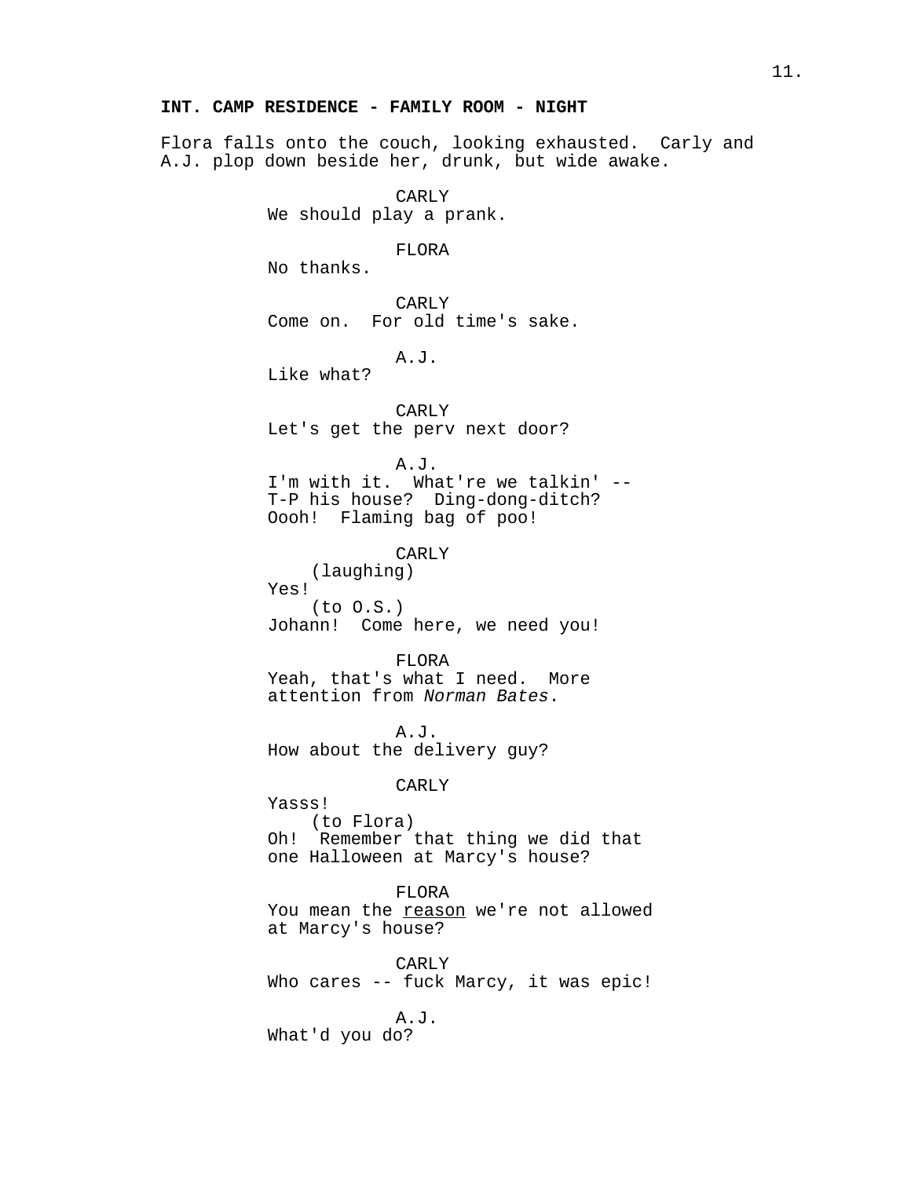**INT. CAMP RESIDENCE - FAMILY ROOM - NIGHT**

Flora falls onto the couch, looking exhausted. Carly and A.J. plop down beside her, drunk, but wide awake.

CARLY
We should play a prank.

FLORA
No thanks.

CARLY
Come on. For old time's sake.

A.J.
Like what?

CARLY
Let's get the perv next door?

A.J.
I'm with it. What're we talkin' -- T-P his house? Ding-dong-ditch? Oooh! Flaming bag of poo!

CARLY
(laughing)
Yes!
(to O.S.)
Johann! Come here, we need you!

FLORA
Yeah, that's what I need. More attention from *Norman Bates*.

A.J.
How about the delivery guy?

CARLY
Yasss!
(to Flora)
Oh! Remember that thing we did that one Halloween at Marcy's house?

FLORA
You mean the <u>reason</u> we're not allowed at Marcy's house?

CARLY
Who cares -- fuck Marcy, it was epic!

A.J.
What'd you do?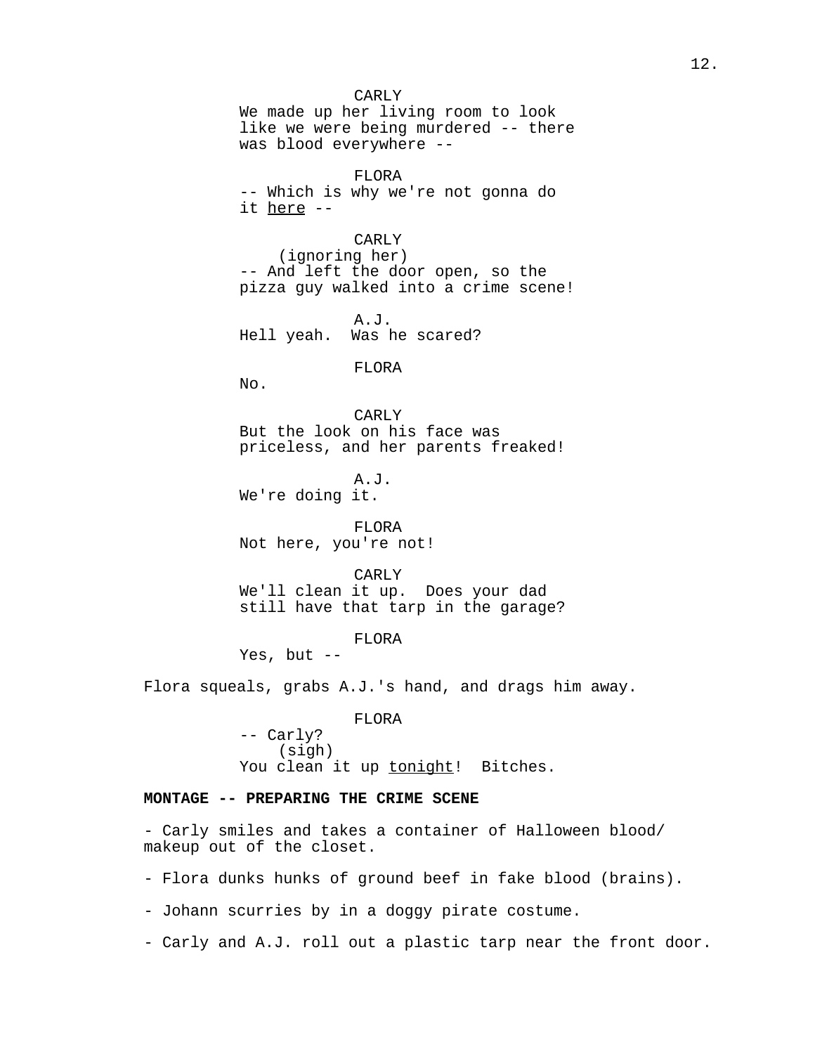CARLY
We made up her living room to look like we were being murdered -- there was blood everywhere --

FLORA
-- Which is why we're not gonna do it _here_ --

CARLY
(ignoring her)
-- And left the door open, so the pizza guy walked into a crime scene!

A.J.
Hell yeah.  Was he scared?

FLORA
No.

CARLY
But the look on his face was priceless, and her parents freaked!

A.J.
We're doing it.

FLORA
Not here, you're not!

CARLY
We'll clean it up.  Does your dad still have that tarp in the garage?

FLORA
Yes, but --

Flora squeals, grabs A.J.'s hand, and drags him away.

FLORA
-- Carly?
(sigh)
You clean it up _tonight_!  Bitches.

**MONTAGE -- PREPARING THE CRIME SCENE**

- Carly smiles and takes a container of Halloween blood/ makeup out of the closet.

- Flora dunks hunks of ground beef in fake blood (brains).

- Johann scurries by in a doggy pirate costume.

- Carly and A.J. roll out a plastic tarp near the front door.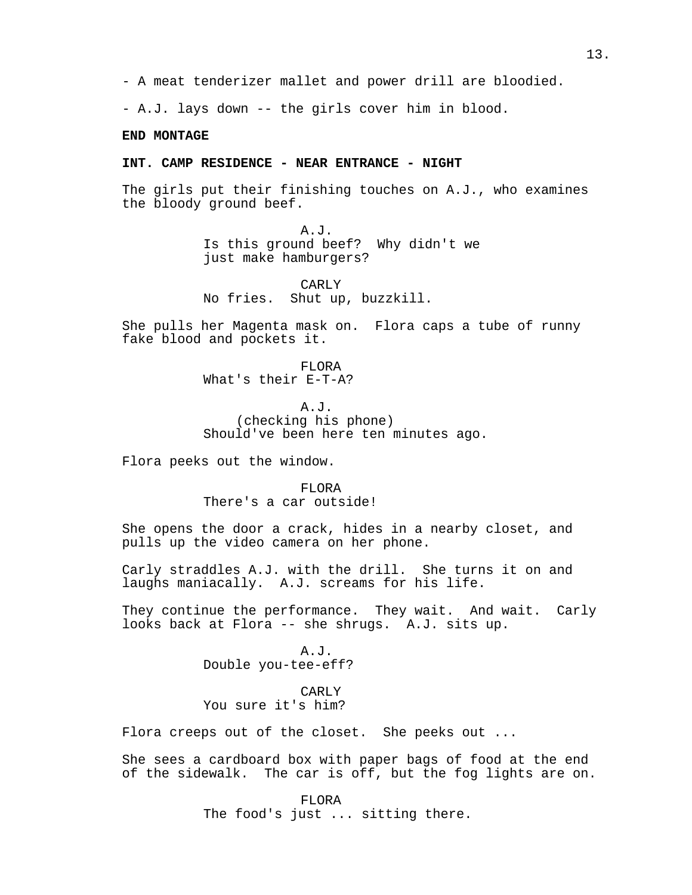- A meat tenderizer mallet and power drill are bloodied.

- A.J. lays down -- the girls cover him in blood.

**END MONTAGE**

**INT. CAMP RESIDENCE - NEAR ENTRANCE - NIGHT**

The girls put their finishing touches on A.J., who examines the bloody ground beef.

A.J.
Is this ground beef? Why didn't we just make hamburgers?

CARLY
No fries. Shut up, buzzkill.

She pulls her Magenta mask on. Flora caps a tube of runny fake blood and pockets it.

FLORA
What's their E-T-A?

A.J.
(checking his phone)
Should've been here ten minutes ago.

Flora peeks out the window.

FLORA
There's a car outside!

She opens the door a crack, hides in a nearby closet, and pulls up the video camera on her phone.

Carly straddles A.J. with the drill. She turns it on and laughs maniacally. A.J. screams for his life.

They continue the performance. They wait. And wait. Carly looks back at Flora -- she shrugs. A.J. sits up.

A.J.
Double you-tee-eff?

CARLY
You sure it's him?

Flora creeps out of the closet. She peeks out ...

She sees a cardboard box with paper bags of food at the end of the sidewalk. The car is off, but the fog lights are on.

FLORA
The food's just ... sitting there.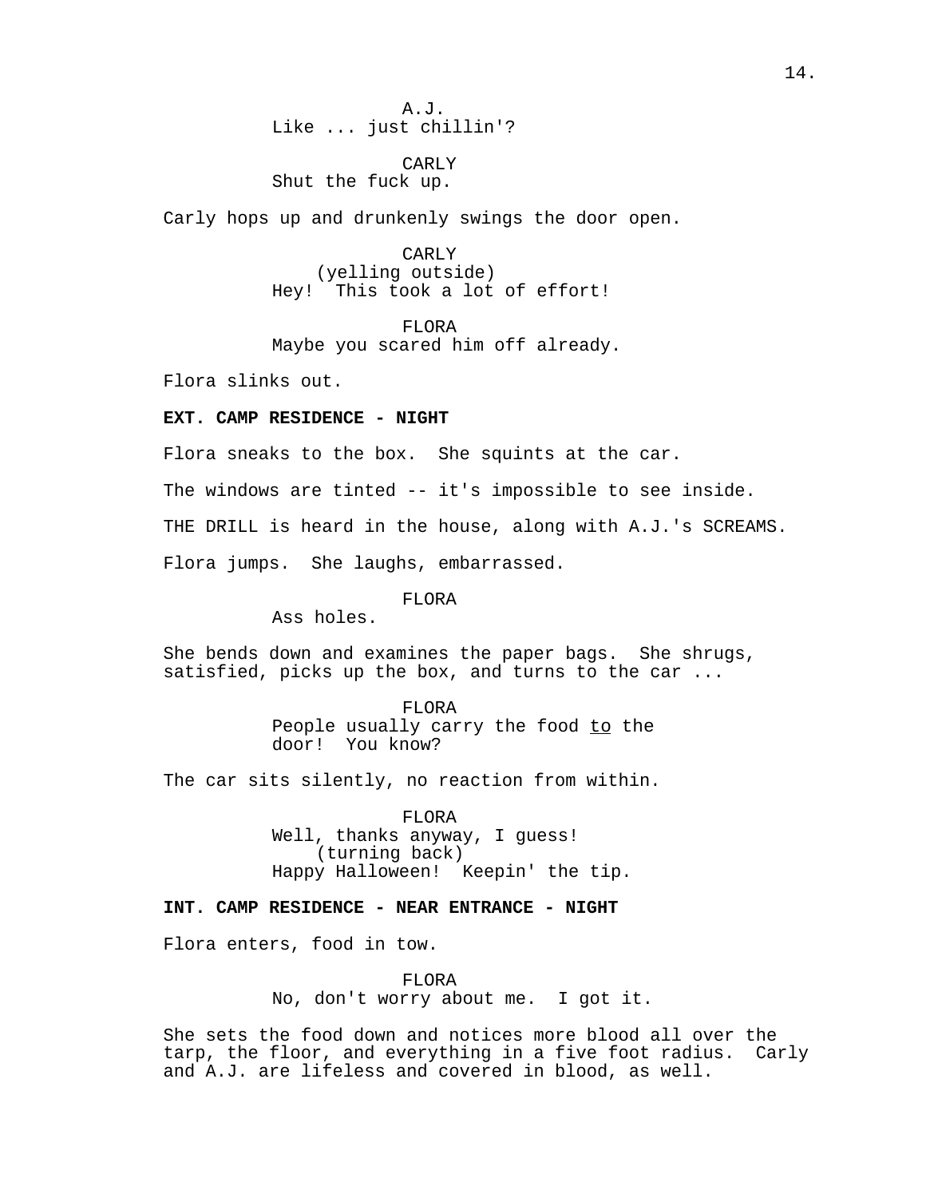A.J.
Like ... just chillin'?

CARLY
Shut the fuck up.

Carly hops up and drunkenly swings the door open.

CARLY
(yelling outside)
Hey!  This took a lot of effort!

FLORA
Maybe you scared him off already.

Flora slinks out.

**EXT. CAMP RESIDENCE - NIGHT**

Flora sneaks to the box.  She squints at the car.

The windows are tinted -- it's impossible to see inside.

THE DRILL is heard in the house, along with A.J.'s SCREAMS.

Flora jumps.  She laughs, embarrassed.

FLORA
Ass holes.

She bends down and examines the paper bags.  She shrugs, satisfied, picks up the box, and turns to the car ...

FLORA
People usually carry the food <u>to</u> the door!  You know?

The car sits silently, no reaction from within.

FLORA
Well, thanks anyway, I guess!
(turning back)
Happy Halloween!  Keepin' the tip.

**INT. CAMP RESIDENCE - NEAR ENTRANCE - NIGHT**

Flora enters, food in tow.

FLORA
No, don't worry about me.  I got it.

She sets the food down and notices more blood all over the tarp, the floor, and everything in a five foot radius.  Carly and A.J. are lifeless and covered in blood, as well.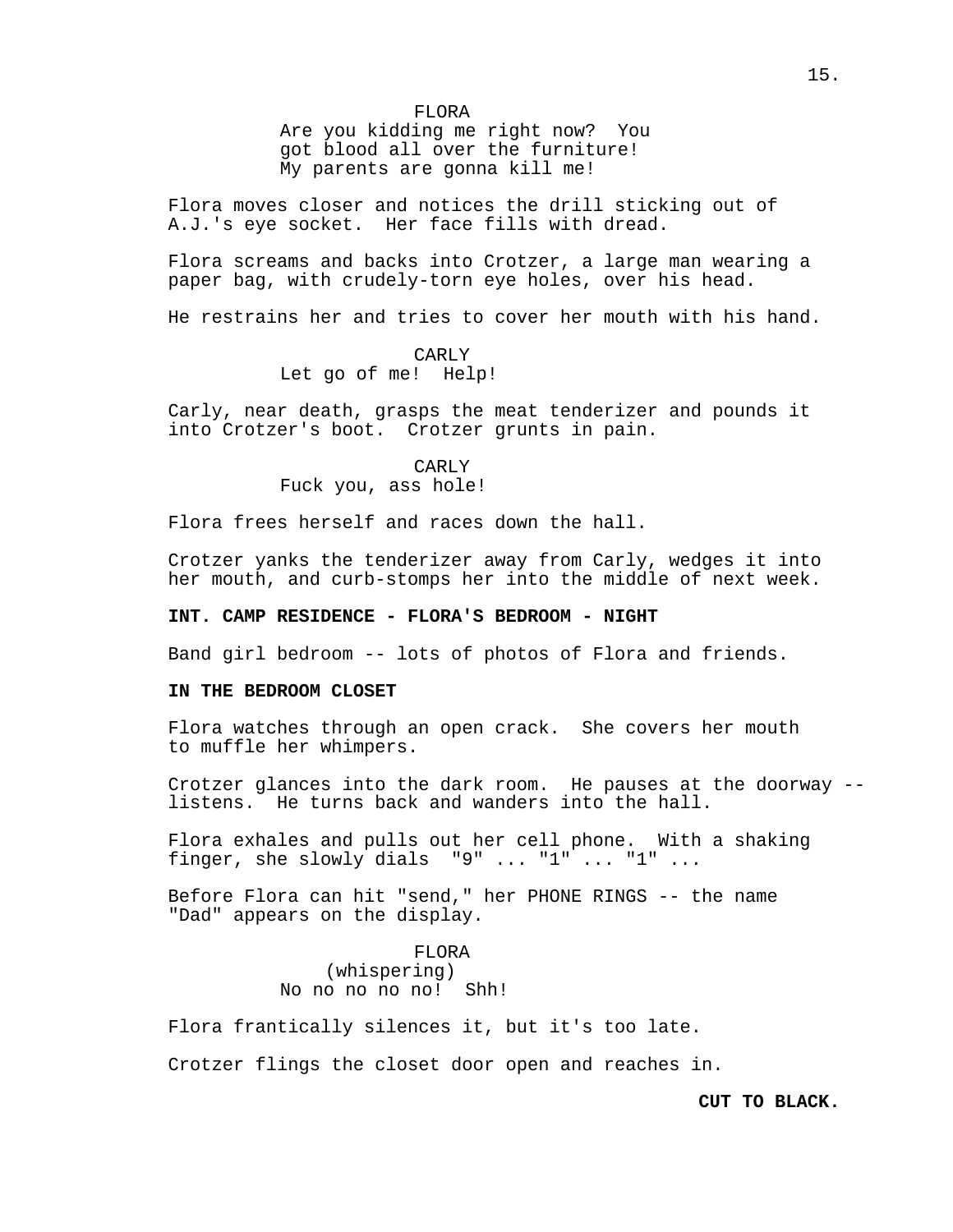FLORA
Are you kidding me right now? You got blood all over the furniture! My parents are gonna kill me!

Flora moves closer and notices the drill sticking out of A.J.'s eye socket. Her face fills with dread.

Flora screams and backs into Crotzer, a large man wearing a paper bag, with crudely-torn eye holes, over his head.

He restrains her and tries to cover her mouth with his hand.

CARLY
Let go of me! Help!

Carly, near death, grasps the meat tenderizer and pounds it into Crotzer's boot. Crotzer grunts in pain.

CARLY
Fuck you, ass hole!

Flora frees herself and races down the hall.

Crotzer yanks the tenderizer away from Carly, wedges it into her mouth, and curb-stomps her into the middle of next week.

**INT. CAMP RESIDENCE - FLORA'S BEDROOM - NIGHT**

Band girl bedroom -- lots of photos of Flora and friends.

**IN THE BEDROOM CLOSET**

Flora watches through an open crack. She covers her mouth to muffle her whimpers.

Crotzer glances into the dark room. He pauses at the doorway -- listens. He turns back and wanders into the hall.

Flora exhales and pulls out her cell phone. With a shaking finger, she slowly dials "9" ... "1" ... "1" ...

Before Flora can hit "send," her PHONE RINGS -- the name "Dad" appears on the display.

FLORA
(whispering)
No no no no no! Shh!

Flora frantically silences it, but it's too late.

Crotzer flings the closet door open and reaches in.

**CUT TO BLACK.**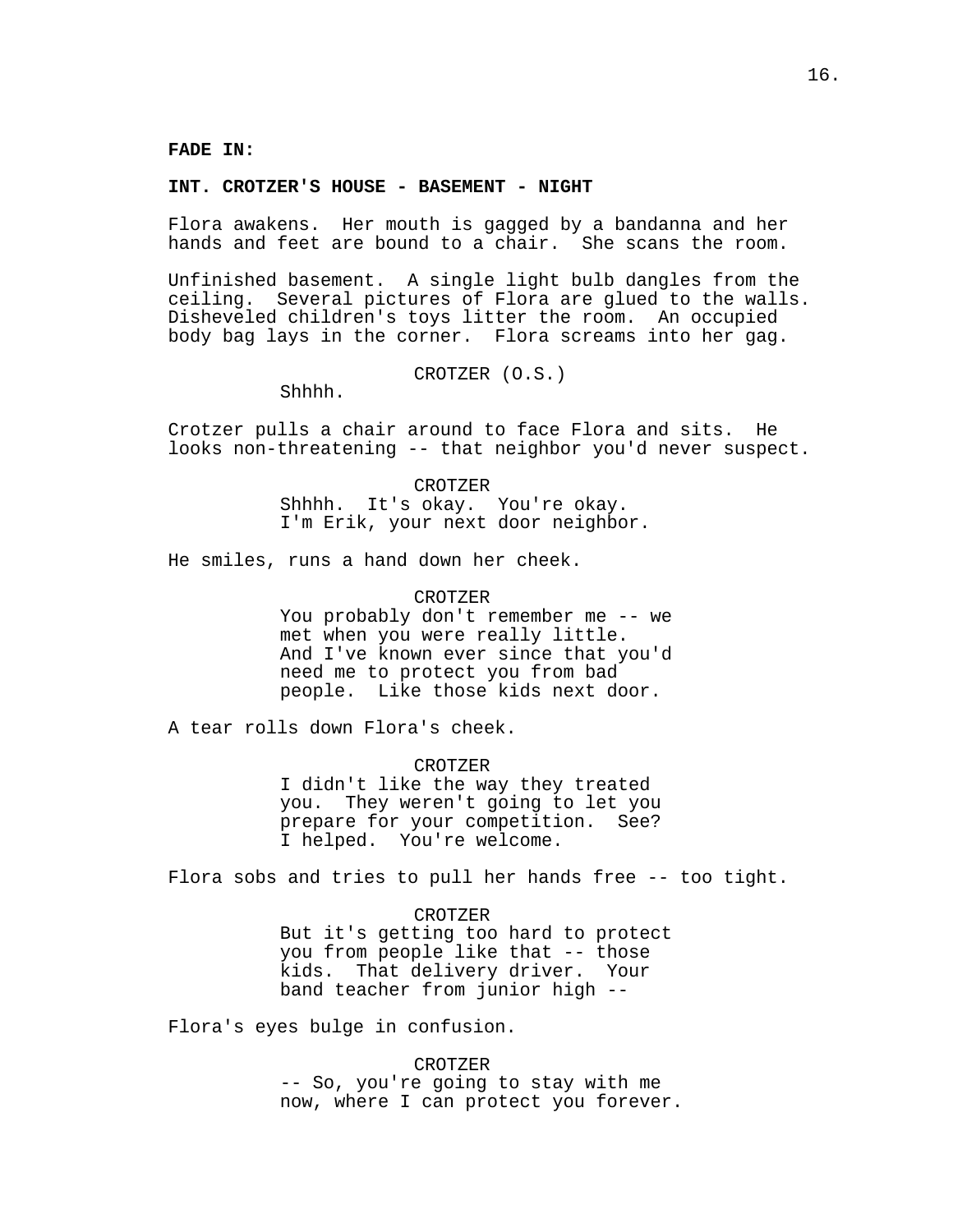**FADE IN:**

**INT. CROTZER'S HOUSE - BASEMENT - NIGHT**

Flora awakens. Her mouth is gagged by a bandanna and her hands and feet are bound to a chair. She scans the room.

Unfinished basement. A single light bulb dangles from the ceiling. Several pictures of Flora are glued to the walls. Disheveled children's toys litter the room. An occupied body bag lays in the corner. Flora screams into her gag.

CROTZER (O.S.)
Shhhh.

Crotzer pulls a chair around to face Flora and sits. He looks non-threatening -- that neighbor you'd never suspect.

CROTZER
Shhhh. It's okay. You're okay. I'm Erik, your next door neighbor.

He smiles, runs a hand down her cheek.

CROTZER
You probably don't remember me -- we met when you were really little. And I've known ever since that you'd need me to protect you from bad people. Like those kids next door.

A tear rolls down Flora's cheek.

CROTZER
I didn't like the way they treated you. They weren't going to let you prepare for your competition. See? I helped. You're welcome.

Flora sobs and tries to pull her hands free -- too tight.

CROTZER
But it's getting too hard to protect you from people like that -- those kids. That delivery driver. Your band teacher from junior high --

Flora's eyes bulge in confusion.

CROTZER
-- So, you're going to stay with me now, where I can protect you forever.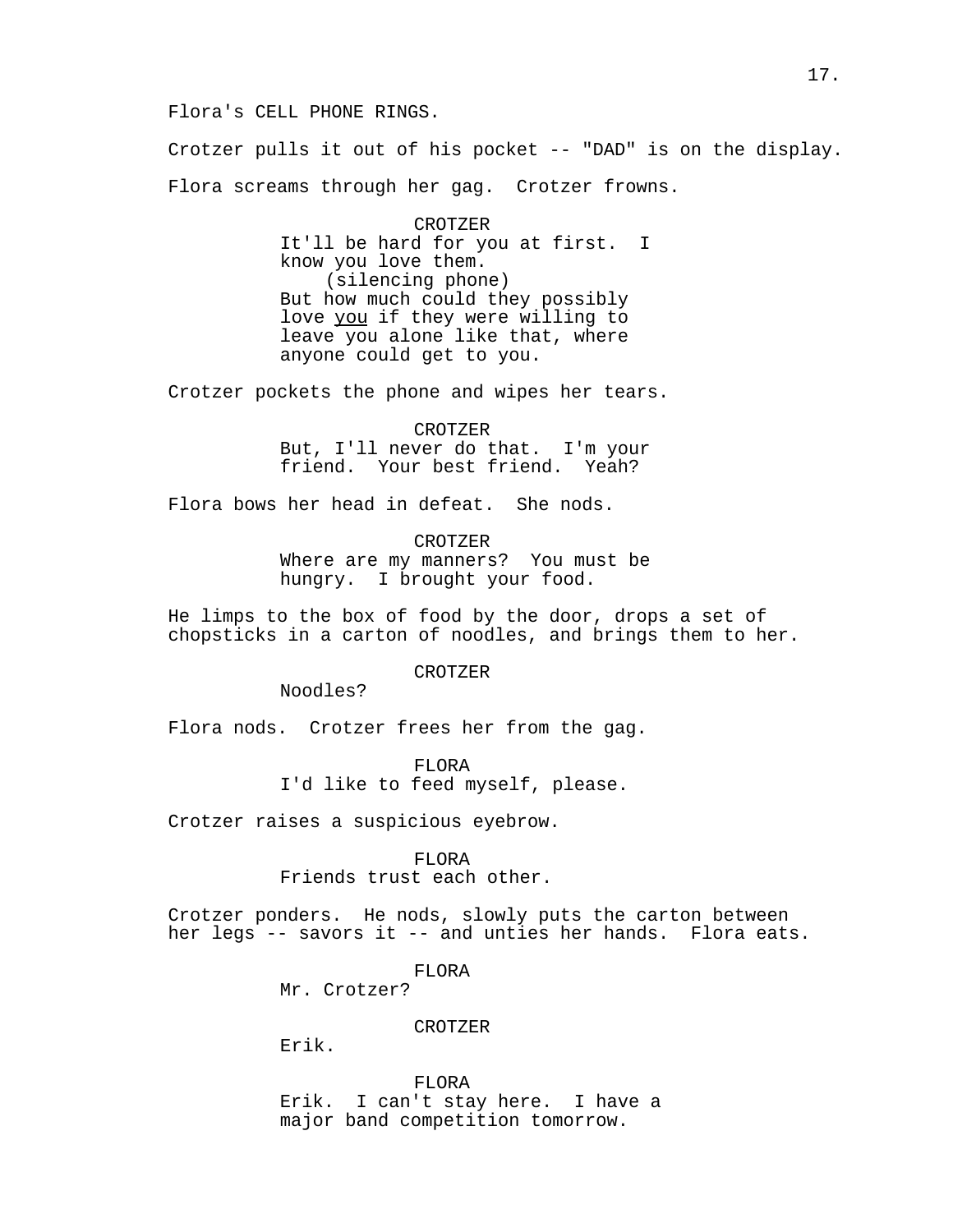Flora's CELL PHONE RINGS.

Crotzer pulls it out of his pocket -- "DAD" is on the display.

Flora screams through her gag. Crotzer frowns.

CROTZER
It'll be hard for you at first. I know you love them.
(silencing phone)
But how much could they possibly love _you_ if they were willing to leave you alone like that, where anyone could get to you.

Crotzer pockets the phone and wipes her tears.

CROTZER
But, I'll never do that. I'm your friend. Your best friend. Yeah?

Flora bows her head in defeat. She nods.

CROTZER
Where are my manners? You must be hungry. I brought your food.

He limps to the box of food by the door, drops a set of chopsticks in a carton of noodles, and brings them to her.

CROTZER
Noodles?

Flora nods. Crotzer frees her from the gag.

FLORA
I'd like to feed myself, please.

Crotzer raises a suspicious eyebrow.

FLORA
Friends trust each other.

Crotzer ponders. He nods, slowly puts the carton between her legs -- savors it -- and unties her hands. Flora eats.

FLORA
Mr. Crotzer?

CROTZER
Erik.

FLORA
Erik. I can't stay here. I have a major band competition tomorrow.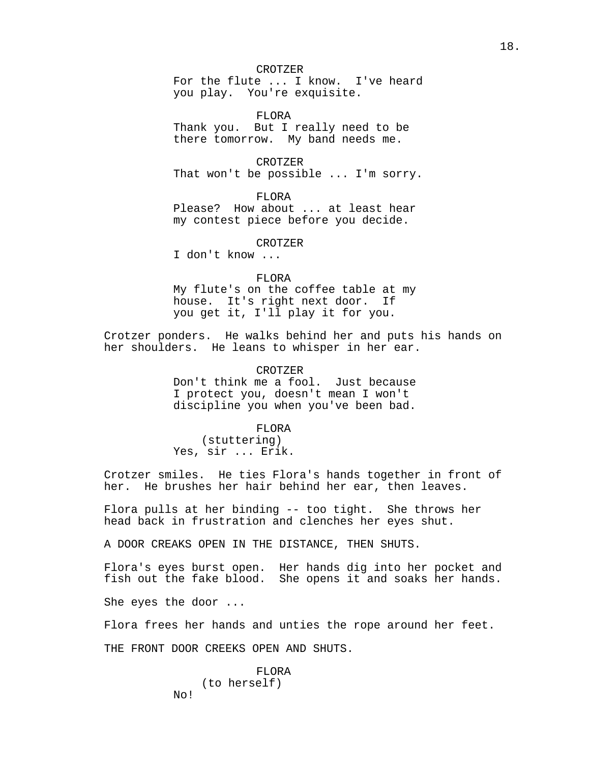CROTZER
For the flute ... I know. I've heard you play. You're exquisite.

FLORA
Thank you. But I really need to be there tomorrow. My band needs me.

CROTZER
That won't be possible ... I'm sorry.

FLORA
Please? How about ... at least hear my contest piece before you decide.

CROTZER
I don't know ...

FLORA
My flute's on the coffee table at my house. It's right next door. If you get it, I'll play it for you.

Crotzer ponders. He walks behind her and puts his hands on her shoulders. He leans to whisper in her ear.

CROTZER
Don't think me a fool. Just because I protect you, doesn't mean I won't discipline you when you've been bad.

FLORA
(stuttering)
Yes, sir ... Erik.

Crotzer smiles. He ties Flora's hands together in front of her. He brushes her hair behind her ear, then leaves.

Flora pulls at her binding -- too tight. She throws her head back in frustration and clenches her eyes shut.

A DOOR CREAKS OPEN IN THE DISTANCE, THEN SHUTS.

Flora's eyes burst open. Her hands dig into her pocket and fish out the fake blood. She opens it and soaks her hands.

She eyes the door ...

Flora frees her hands and unties the rope around her feet.

THE FRONT DOOR CREEKS OPEN AND SHUTS.

FLORA
(to herself)
No!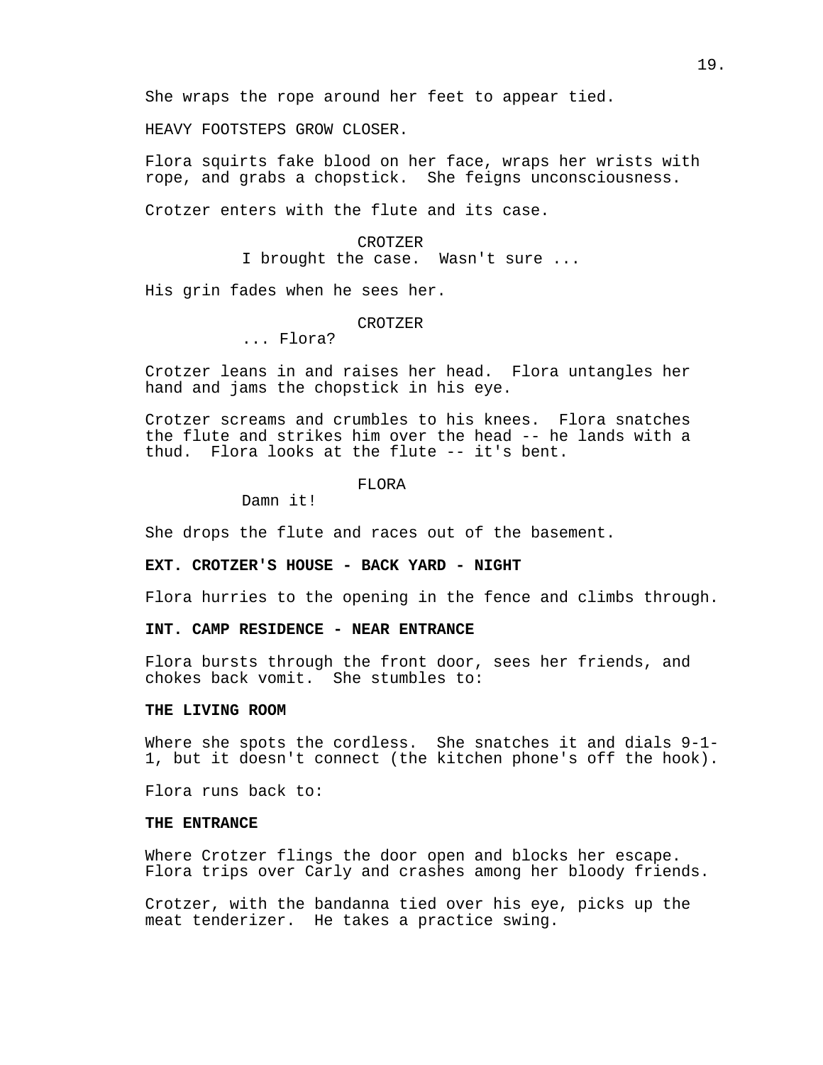She wraps the rope around her feet to appear tied.

HEAVY FOOTSTEPS GROW CLOSER.

Flora squirts fake blood on her face, wraps her wrists with rope, and grabs a chopstick. She feigns unconsciousness.

Crotzer enters with the flute and its case.

CROTZER
I brought the case. Wasn't sure ...

His grin fades when he sees her.

CROTZER
... Flora?

Crotzer leans in and raises her head. Flora untangles her hand and jams the chopstick in his eye.

Crotzer screams and crumbles to his knees. Flora snatches the flute and strikes him over the head -- he lands with a thud. Flora looks at the flute -- it's bent.

FLORA
Damn it!

She drops the flute and races out of the basement.

**EXT. CROTZER'S HOUSE - BACK YARD - NIGHT**

Flora hurries to the opening in the fence and climbs through.

**INT. CAMP RESIDENCE - NEAR ENTRANCE**

Flora bursts through the front door, sees her friends, and chokes back vomit. She stumbles to:

**THE LIVING ROOM**

Where she spots the cordless. She snatches it and dials 9-1-1, but it doesn't connect (the kitchen phone's off the hook).

Flora runs back to:

**THE ENTRANCE**

Where Crotzer flings the door open and blocks her escape. Flora trips over Carly and crashes among her bloody friends.

Crotzer, with the bandanna tied over his eye, picks up the meat tenderizer. He takes a practice swing.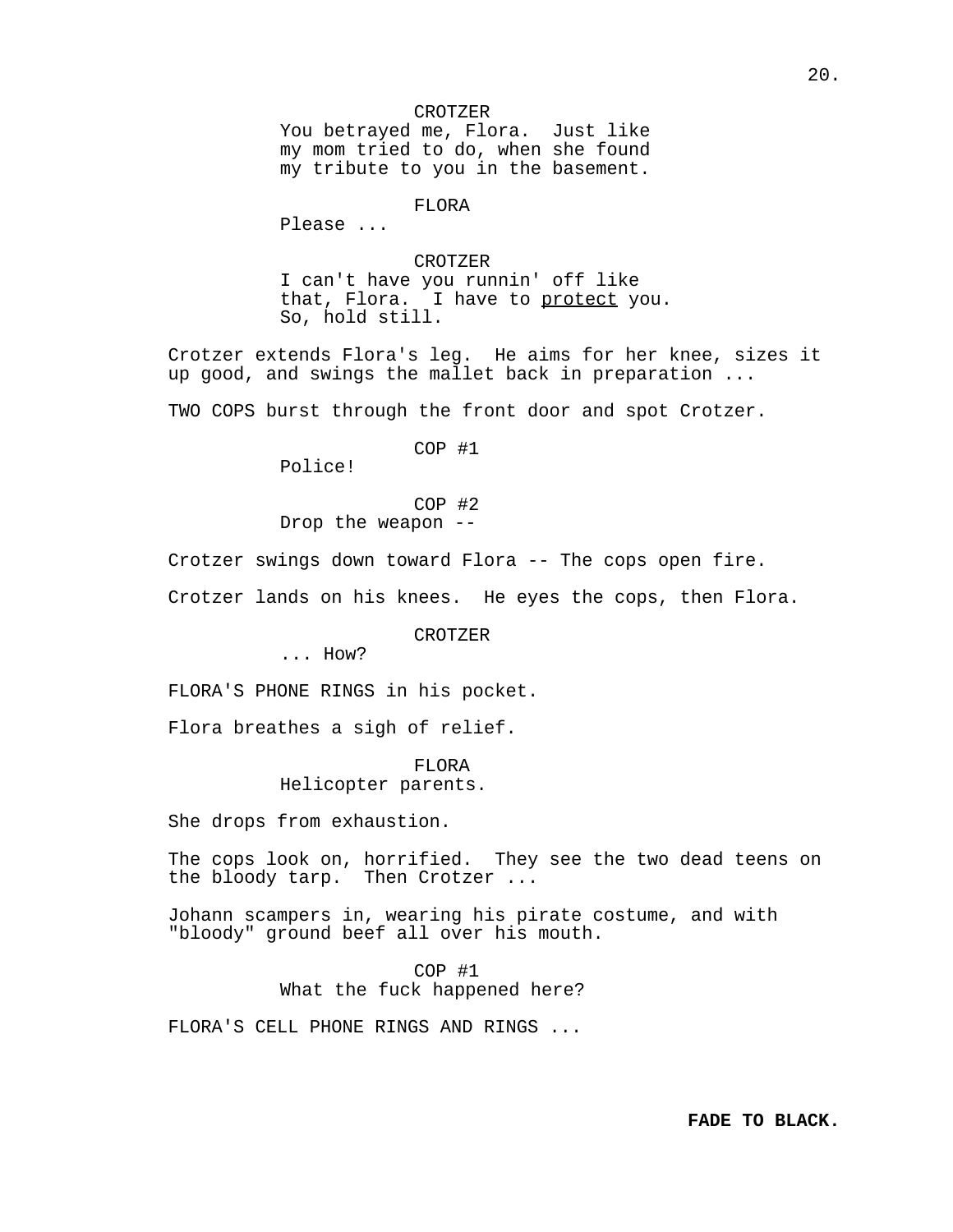CROTZER

You betrayed me, Flora. Just like my mom tried to do, when she found my tribute to you in the basement.

FLORA

Please ...

CROTZER

I can't have you runnin' off like that, Flora. I have to <u>protect</u> you. So, hold still.

Crotzer extends Flora's leg. He aims for her knee, sizes it up good, and swings the mallet back in preparation ...

TWO COPS burst through the front door and spot Crotzer.

COP #1

Police!

COP #2

Drop the weapon --

Crotzer swings down toward Flora -- The cops open fire.

Crotzer lands on his knees. He eyes the cops, then Flora.

CROTZER

... How?

FLORA'S PHONE RINGS in his pocket.

Flora breathes a sigh of relief.

FLORA

Helicopter parents.

She drops from exhaustion.

The cops look on, horrified. They see the two dead teens on the bloody tarp. Then Crotzer ...

Johann scampers in, wearing his pirate costume, and with "bloody" ground beef all over his mouth.

COP #1

What the fuck happened here?

FLORA'S CELL PHONE RINGS AND RINGS ...

**FADE TO BLACK.**